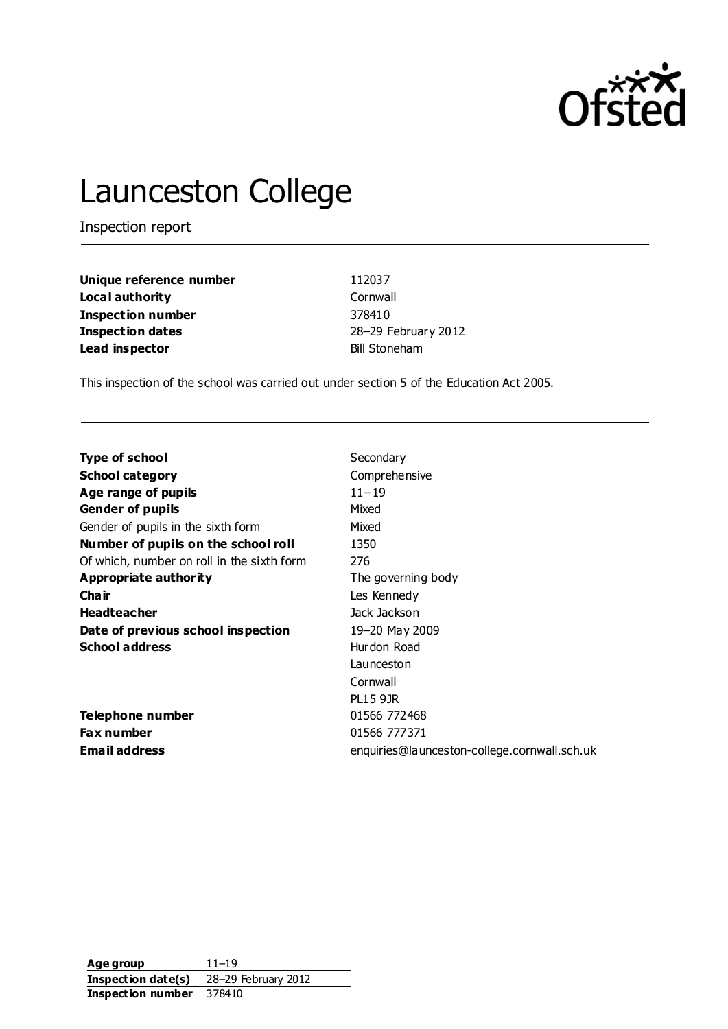# Launceston College

Inspection report

| | |
|---|---|
| **Unique reference number** | 112037 |
| **Local authority** | Cornwall |
| **Inspection number** | 378410 |
| **Inspection dates** | 28–29 February 2012 |
| **Lead inspector** | Bill Stoneham |

This inspection of the school was carried out under section 5 of the Education Act 2005.

| | |
|---|---|
| **Type of school** | Secondary |
| **School category** | Comprehensive |
| **Age range of pupils** | 11–19 |
| **Gender of pupils** | Mixed |
| Gender of pupils in the sixth form | Mixed |
| **Number of pupils on the school roll** | 1350 |
| Of which, number on roll in the sixth form | 276 |
| **Appropriate authority** | The governing body |
| **Chair** | Les Kennedy |
| **Headteacher** | Jack Jackson |
| **Date of previous school inspection** | 19–20 May 2009 |
| **School address** | Hurdon Road<br>Launceston<br>Cornwall<br>PL15 9JR |
| **Telephone number** | 01566 772468 |
| **Fax number** | 01566 777371 |
| **Email address** | enquiries@launceston-college.cornwall.sch.uk |

| | |
|---|---|
| **Age group** | 11–19 |
| **Inspection date(s)** | 28–29 February 2012 |
| **Inspection number** | 378410 |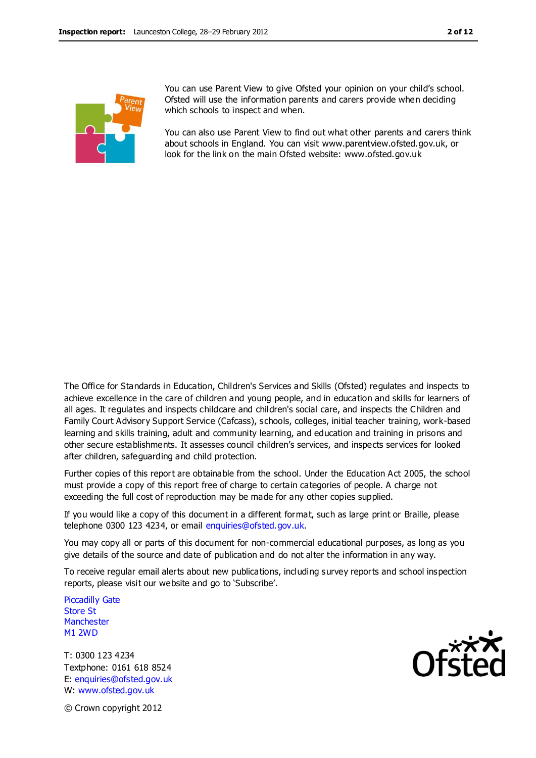You can use Parent View to give Ofsted your opinion on your child's school. Ofsted will use the information parents and carers provide when deciding which schools to inspect and when.

You can also use Parent View to find out what other parents and carers think about schools in England. You can visit www.parentview.ofsted.gov.uk, or look for the link on the main Ofsted website: www.ofsted.gov.uk

The Office for Standards in Education, Children's Services and Skills (Ofsted) regulates and inspects to achieve excellence in the care of children and young people, and in education and skills for learners of all ages. It regulates and inspects childcare and children's social care, and inspects the Children and Family Court Advisory Support Service (Cafcass), schools, colleges, initial teacher training, work-based learning and skills training, adult and community learning, and education and training in prisons and other secure establishments. It assesses council children's services, and inspects services for looked after children, safeguarding and child protection.

Further copies of this report are obtainable from the school. Under the Education Act 2005, the school must provide a copy of this report free of charge to certain categories of people. A charge not exceeding the full cost of reproduction may be made for any other copies supplied.

If you would like a copy of this document in a different format, such as large print or Braille, please telephone 0300 123 4234, or email enquiries@ofsted.gov.uk.

You may copy all or parts of this document for non-commercial educational purposes, as long as you give details of the source and date of publication and do not alter the information in any way.

To receive regular email alerts about new publications, including survey reports and school inspection reports, please visit our website and go to 'Subscribe'.

Piccadilly Gate
Store St
Manchester
M1 2WD

T: 0300 123 4234
Textphone: 0161 618 8524
E: enquiries@ofsted.gov.uk
W: www.ofsted.gov.uk

© Crown copyright 2012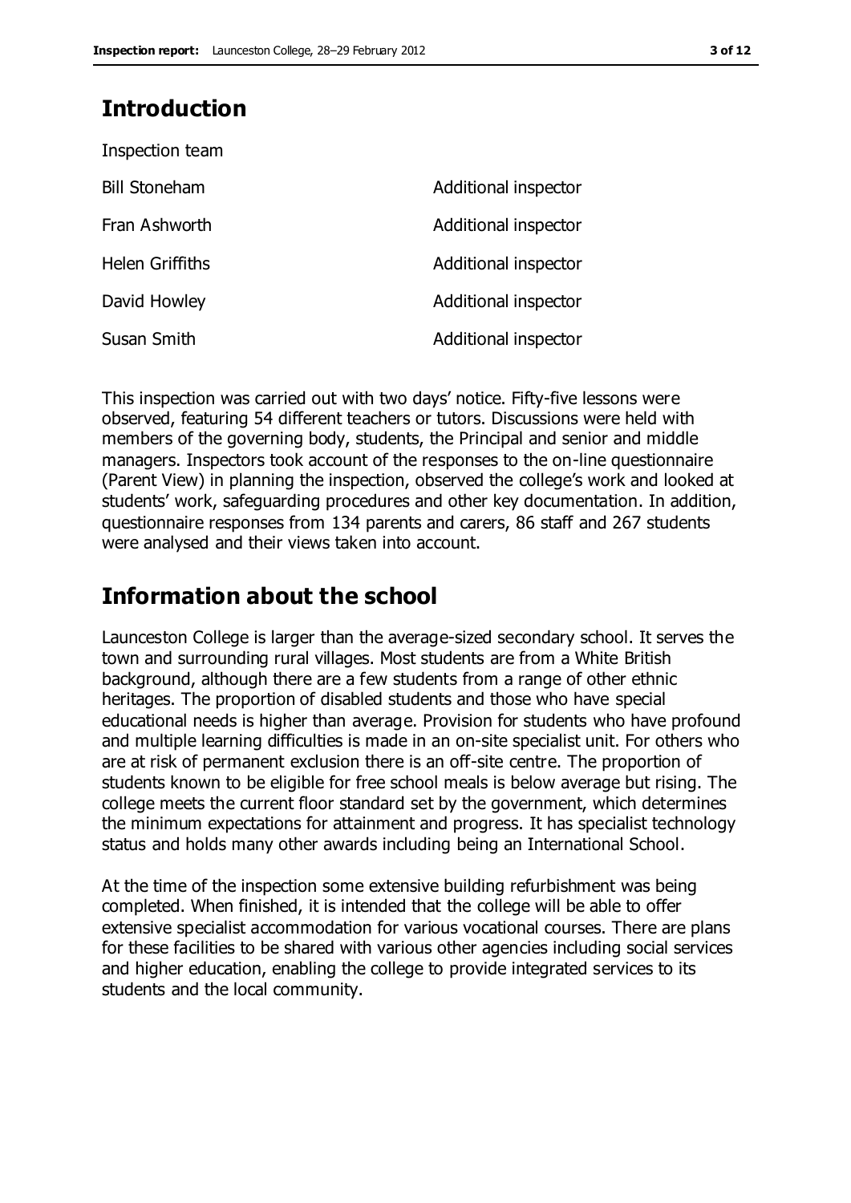## Introduction

Inspection team

| | |
|---|---|
| Bill Stoneham | Additional inspector |
| Fran Ashworth | Additional inspector |
| Helen Griffiths | Additional inspector |
| David Howley | Additional inspector |
| Susan Smith | Additional inspector |

This inspection was carried out with two days' notice. Fifty-five lessons were observed, featuring 54 different teachers or tutors. Discussions were held with members of the governing body, students, the Principal and senior and middle managers. Inspectors took account of the responses to the on-line questionnaire (Parent View) in planning the inspection, observed the college's work and looked at students' work, safeguarding procedures and other key documentation. In addition, questionnaire responses from 134 parents and carers, 86 staff and 267 students were analysed and their views taken into account.

## Information about the school

Launceston College is larger than the average-sized secondary school. It serves the town and surrounding rural villages. Most students are from a White British background, although there are a few students from a range of other ethnic heritages. The proportion of disabled students and those who have special educational needs is higher than average. Provision for students who have profound and multiple learning difficulties is made in an on-site specialist unit. For others who are at risk of permanent exclusion there is an off-site centre. The proportion of students known to be eligible for free school meals is below average but rising. The college meets the current floor standard set by the government, which determines the minimum expectations for attainment and progress. It has specialist technology status and holds many other awards including being an International School.

At the time of the inspection some extensive building refurbishment was being completed. When finished, it is intended that the college will be able to offer extensive specialist accommodation for various vocational courses. There are plans for these facilities to be shared with various other agencies including social services and higher education, enabling the college to provide integrated services to its students and the local community.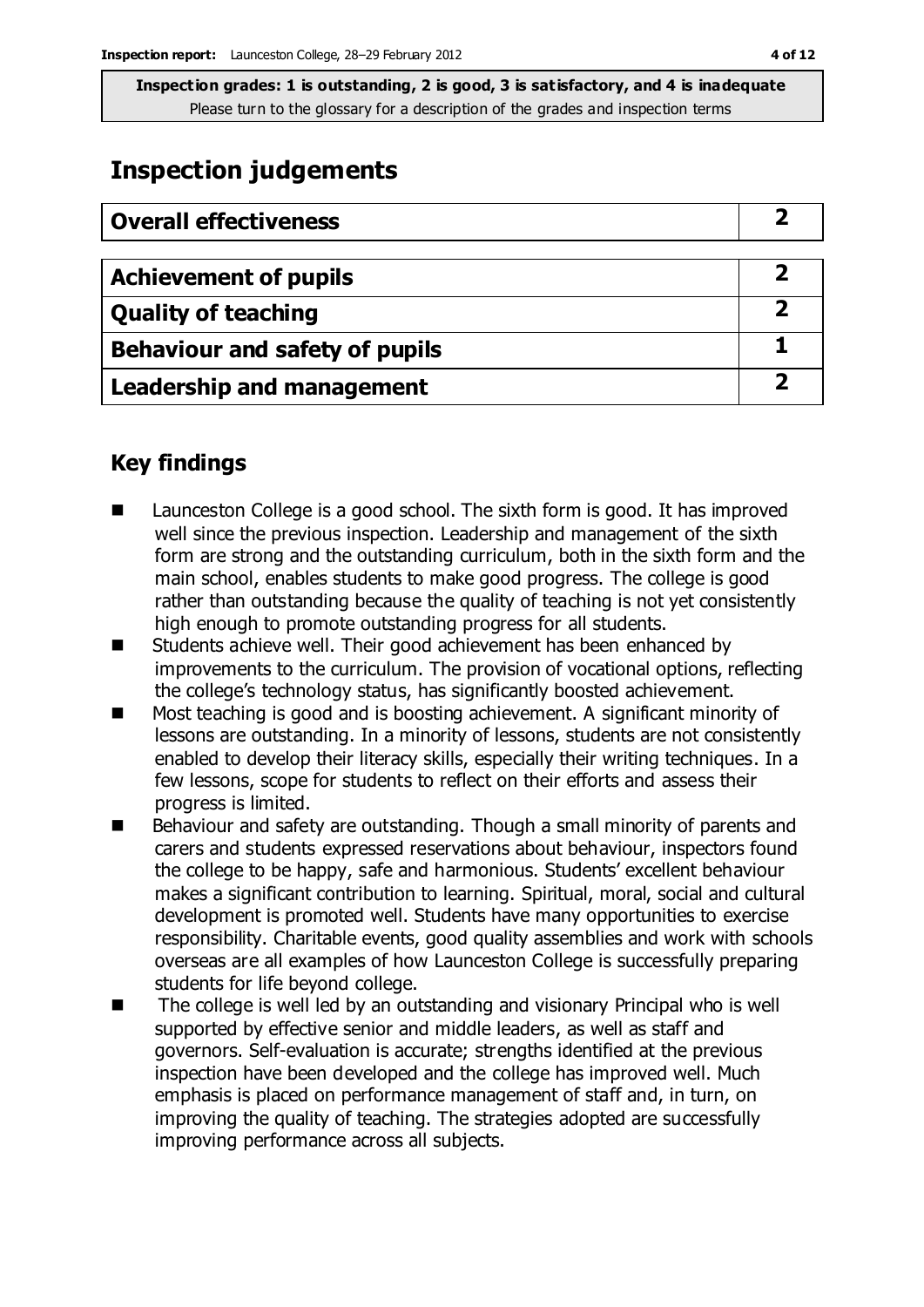**Inspection grades: 1 is outstanding, 2 is good, 3 is satisfactory, and 4 is inadequate**
Please turn to the glossary for a description of the grades and inspection terms

## Inspection judgements

| Overall effectiveness | 2 |
|---|---|

| Achievement of pupils | 2 |
|---|---|
| Quality of teaching | 2 |
| Behaviour and safety of pupils | 1 |
| Leadership and management | 2 |

## Key findings

- Launceston College is a good school. The sixth form is good. It has improved well since the previous inspection. Leadership and management of the sixth form are strong and the outstanding curriculum, both in the sixth form and the main school, enables students to make good progress. The college is good rather than outstanding because the quality of teaching is not yet consistently high enough to promote outstanding progress for all students.
- Students achieve well. Their good achievement has been enhanced by improvements to the curriculum. The provision of vocational options, reflecting the college's technology status, has significantly boosted achievement.
- Most teaching is good and is boosting achievement. A significant minority of lessons are outstanding. In a minority of lessons, students are not consistently enabled to develop their literacy skills, especially their writing techniques. In a few lessons, scope for students to reflect on their efforts and assess their progress is limited.
- Behaviour and safety are outstanding. Though a small minority of parents and carers and students expressed reservations about behaviour, inspectors found the college to be happy, safe and harmonious. Students' excellent behaviour makes a significant contribution to learning. Spiritual, moral, social and cultural development is promoted well. Students have many opportunities to exercise responsibility. Charitable events, good quality assemblies and work with schools overseas are all examples of how Launceston College is successfully preparing students for life beyond college.
- The college is well led by an outstanding and visionary Principal who is well supported by effective senior and middle leaders, as well as staff and governors. Self-evaluation is accurate; strengths identified at the previous inspection have been developed and the college has improved well. Much emphasis is placed on performance management of staff and, in turn, on improving the quality of teaching. The strategies adopted are successfully improving performance across all subjects.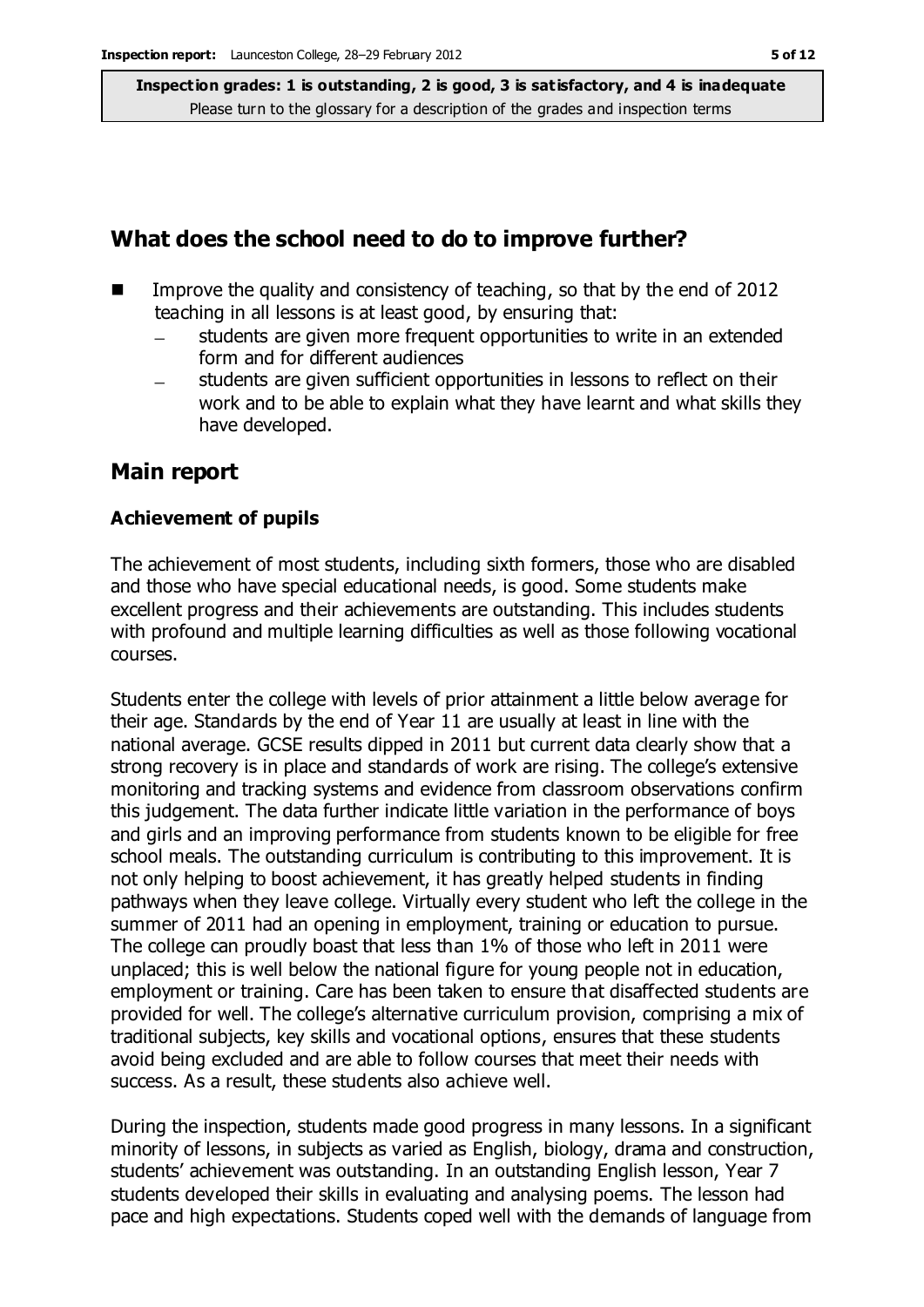## What does the school need to do to improve further?

- Improve the quality and consistency of teaching, so that by the end of 2012 teaching in all lessons is at least good, by ensuring that:
  - students are given more frequent opportunities to write in an extended form and for different audiences
  - students are given sufficient opportunities in lessons to reflect on their work and to be able to explain what they have learnt and what skills they have developed.

## Main report

### Achievement of pupils

The achievement of most students, including sixth formers, those who are disabled and those who have special educational needs, is good. Some students make excellent progress and their achievements are outstanding. This includes students with profound and multiple learning difficulties as well as those following vocational courses.

Students enter the college with levels of prior attainment a little below average for their age. Standards by the end of Year 11 are usually at least in line with the national average. GCSE results dipped in 2011 but current data clearly show that a strong recovery is in place and standards of work are rising. The college's extensive monitoring and tracking systems and evidence from classroom observations confirm this judgement. The data further indicate little variation in the performance of boys and girls and an improving performance from students known to be eligible for free school meals. The outstanding curriculum is contributing to this improvement. It is not only helping to boost achievement, it has greatly helped students in finding pathways when they leave college. Virtually every student who left the college in the summer of 2011 had an opening in employment, training or education to pursue. The college can proudly boast that less than 1% of those who left in 2011 were unplaced; this is well below the national figure for young people not in education, employment or training. Care has been taken to ensure that disaffected students are provided for well. The college's alternative curriculum provision, comprising a mix of traditional subjects, key skills and vocational options, ensures that these students avoid being excluded and are able to follow courses that meet their needs with success. As a result, these students also achieve well.

During the inspection, students made good progress in many lessons. In a significant minority of lessons, in subjects as varied as English, biology, drama and construction, students' achievement was outstanding. In an outstanding English lesson, Year 7 students developed their skills in evaluating and analysing poems. The lesson had pace and high expectations. Students coped well with the demands of language from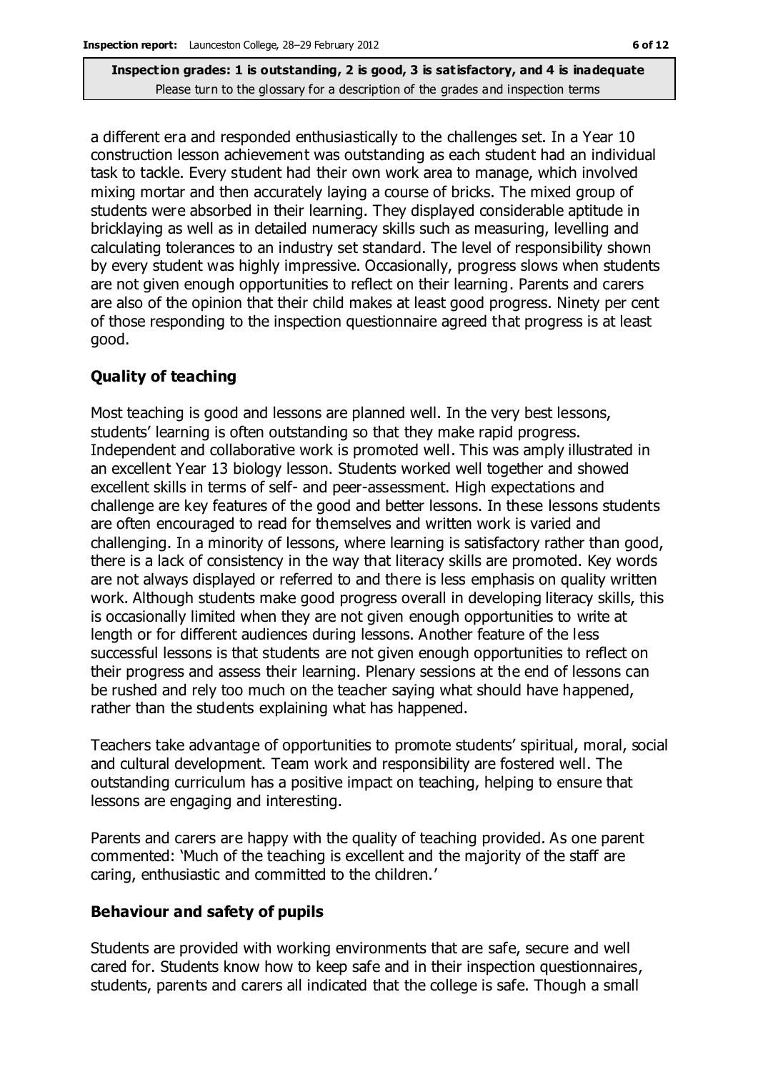a different era and responded enthusiastically to the challenges set. In a Year 10 construction lesson achievement was outstanding as each student had an individual task to tackle. Every student had their own work area to manage, which involved mixing mortar and then accurately laying a course of bricks. The mixed group of students were absorbed in their learning. They displayed considerable aptitude in bricklaying as well as in detailed numeracy skills such as measuring, levelling and calculating tolerances to an industry set standard. The level of responsibility shown by every student was highly impressive. Occasionally, progress slows when students are not given enough opportunities to reflect on their learning. Parents and carers are also of the opinion that their child makes at least good progress. Ninety per cent of those responding to the inspection questionnaire agreed that progress is at least good.

**Quality of teaching**

Most teaching is good and lessons are planned well. In the very best lessons, students' learning is often outstanding so that they make rapid progress. Independent and collaborative work is promoted well. This was amply illustrated in an excellent Year 13 biology lesson. Students worked well together and showed excellent skills in terms of self- and peer-assessment. High expectations and challenge are key features of the good and better lessons. In these lessons students are often encouraged to read for themselves and written work is varied and challenging. In a minority of lessons, where learning is satisfactory rather than good, there is a lack of consistency in the way that literacy skills are promoted. Key words are not always displayed or referred to and there is less emphasis on quality written work. Although students make good progress overall in developing literacy skills, this is occasionally limited when they are not given enough opportunities to write at length or for different audiences during lessons. Another feature of the less successful lessons is that students are not given enough opportunities to reflect on their progress and assess their learning. Plenary sessions at the end of lessons can be rushed and rely too much on the teacher saying what should have happened, rather than the students explaining what has happened.

Teachers take advantage of opportunities to promote students' spiritual, moral, social and cultural development. Team work and responsibility are fostered well. The outstanding curriculum has a positive impact on teaching, helping to ensure that lessons are engaging and interesting.

Parents and carers are happy with the quality of teaching provided. As one parent commented: 'Much of the teaching is excellent and the majority of the staff are caring, enthusiastic and committed to the children.'

**Behaviour and safety of pupils**

Students are provided with working environments that are safe, secure and well cared for. Students know how to keep safe and in their inspection questionnaires, students, parents and carers all indicated that the college is safe. Though a small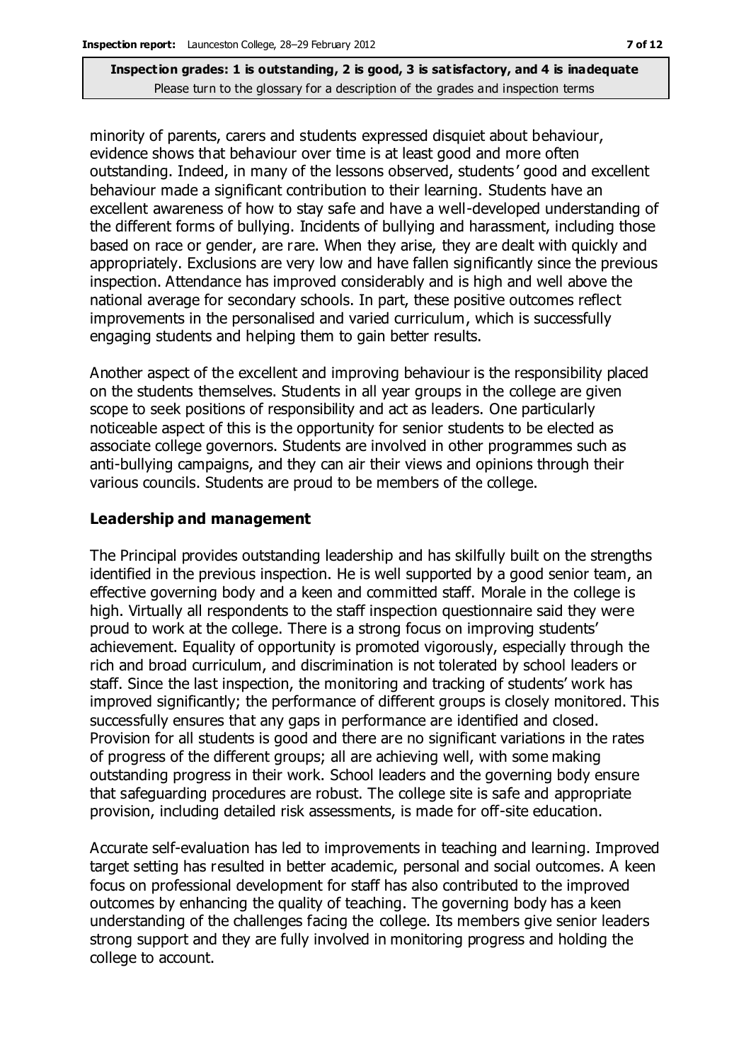minority of parents, carers and students expressed disquiet about behaviour, evidence shows that behaviour over time is at least good and more often outstanding. Indeed, in many of the lessons observed, students' good and excellent behaviour made a significant contribution to their learning. Students have an excellent awareness of how to stay safe and have a well-developed understanding of the different forms of bullying. Incidents of bullying and harassment, including those based on race or gender, are rare. When they arise, they are dealt with quickly and appropriately. Exclusions are very low and have fallen significantly since the previous inspection. Attendance has improved considerably and is high and well above the national average for secondary schools. In part, these positive outcomes reflect improvements in the personalised and varied curriculum, which is successfully engaging students and helping them to gain better results.

Another aspect of the excellent and improving behaviour is the responsibility placed on the students themselves. Students in all year groups in the college are given scope to seek positions of responsibility and act as leaders. One particularly noticeable aspect of this is the opportunity for senior students to be elected as associate college governors. Students are involved in other programmes such as anti-bullying campaigns, and they can air their views and opinions through their various councils. Students are proud to be members of the college.

### Leadership and management

The Principal provides outstanding leadership and has skilfully built on the strengths identified in the previous inspection. He is well supported by a good senior team, an effective governing body and a keen and committed staff. Morale in the college is high. Virtually all respondents to the staff inspection questionnaire said they were proud to work at the college. There is a strong focus on improving students' achievement. Equality of opportunity is promoted vigorously, especially through the rich and broad curriculum, and discrimination is not tolerated by school leaders or staff. Since the last inspection, the monitoring and tracking of students' work has improved significantly; the performance of different groups is closely monitored. This successfully ensures that any gaps in performance are identified and closed. Provision for all students is good and there are no significant variations in the rates of progress of the different groups; all are achieving well, with some making outstanding progress in their work. School leaders and the governing body ensure that safeguarding procedures are robust. The college site is safe and appropriate provision, including detailed risk assessments, is made for off-site education.

Accurate self-evaluation has led to improvements in teaching and learning. Improved target setting has resulted in better academic, personal and social outcomes. A keen focus on professional development for staff has also contributed to the improved outcomes by enhancing the quality of teaching. The governing body has a keen understanding of the challenges facing the college. Its members give senior leaders strong support and they are fully involved in monitoring progress and holding the college to account.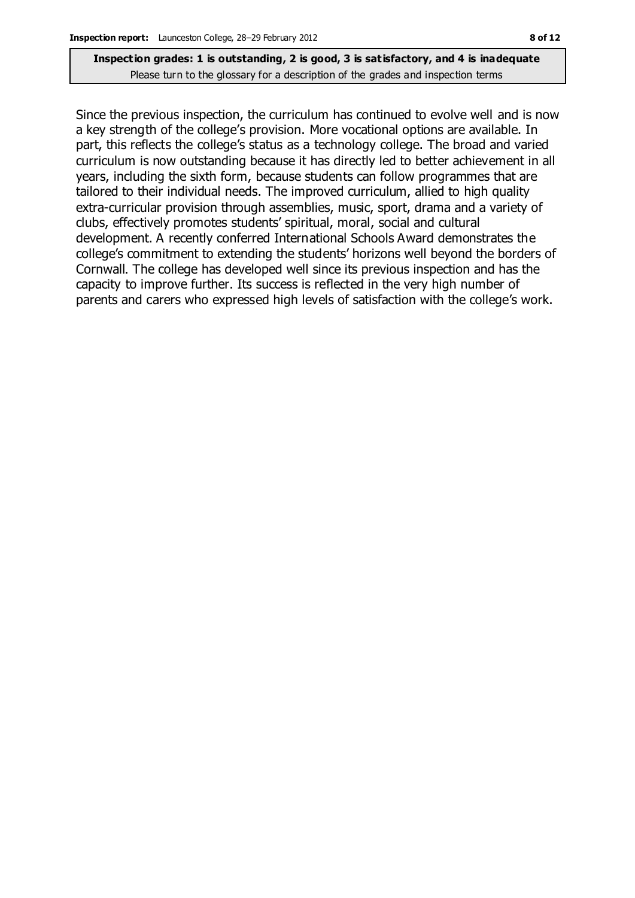Since the previous inspection, the curriculum has continued to evolve well and is now a key strength of the college's provision. More vocational options are available. In part, this reflects the college's status as a technology college. The broad and varied curriculum is now outstanding because it has directly led to better achievement in all years, including the sixth form, because students can follow programmes that are tailored to their individual needs. The improved curriculum, allied to high quality extra-curricular provision through assemblies, music, sport, drama and a variety of clubs, effectively promotes students' spiritual, moral, social and cultural development. A recently conferred International Schools Award demonstrates the college's commitment to extending the students' horizons well beyond the borders of Cornwall. The college has developed well since its previous inspection and has the capacity to improve further. Its success is reflected in the very high number of parents and carers who expressed high levels of satisfaction with the college's work.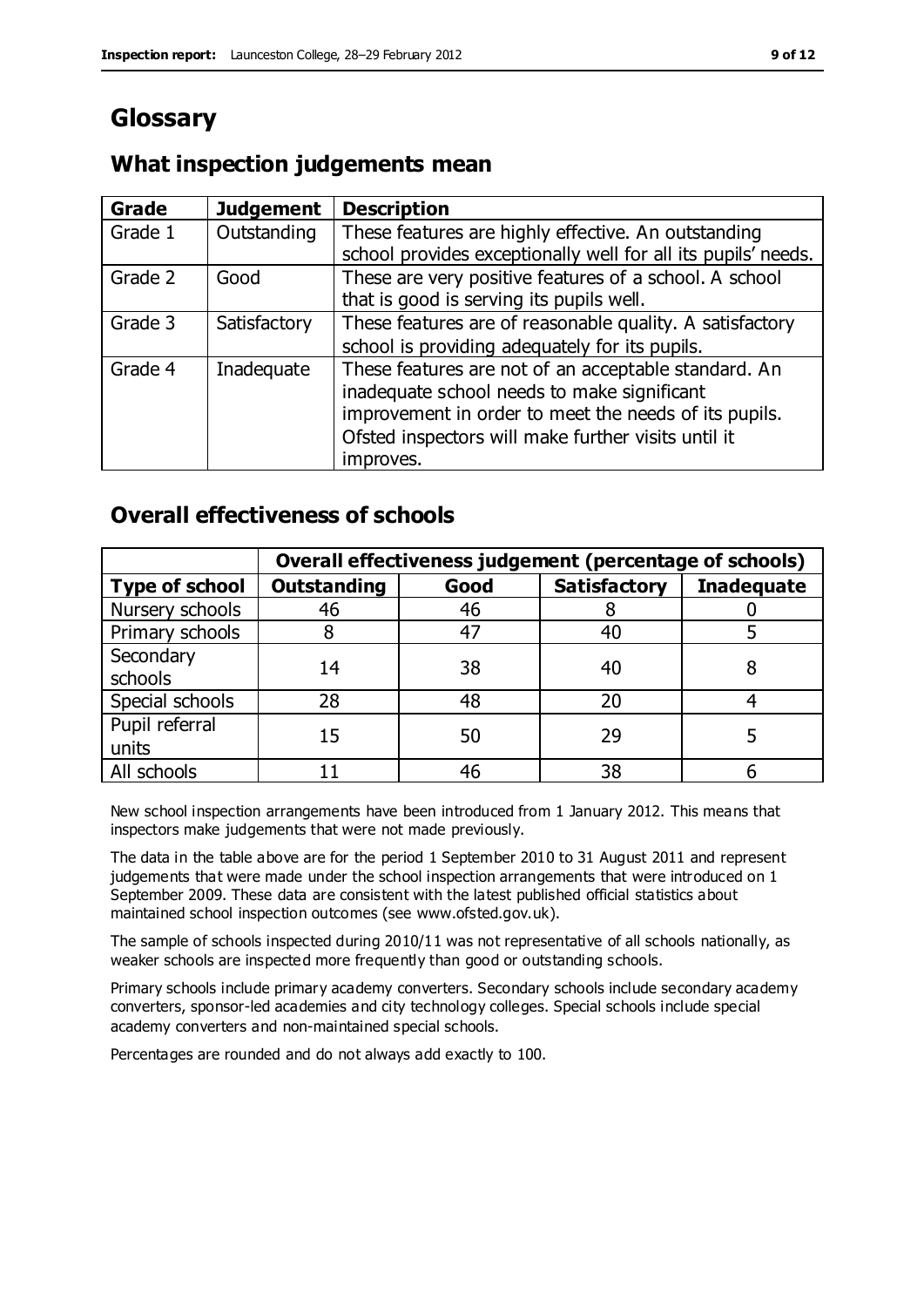# Glossary

## What inspection judgements mean

| Grade | Judgement | Description |
|---|---|---|
| Grade 1 | Outstanding | These features are highly effective. An outstanding school provides exceptionally well for all its pupils' needs. |
| Grade 2 | Good | These are very positive features of a school. A school that is good is serving its pupils well. |
| Grade 3 | Satisfactory | These features are of reasonable quality. A satisfactory school is providing adequately for its pupils. |
| Grade 4 | Inadequate | These features are not of an acceptable standard. An inadequate school needs to make significant improvement in order to meet the needs of its pupils. Ofsted inspectors will make further visits until it improves. |

## Overall effectiveness of schools

| | Overall effectiveness judgement (percentage of schools) | | | |
|---|---|---|---|---|
| **Type of school** | **Outstanding** | **Good** | **Satisfactory** | **Inadequate** |
| Nursery schools | 46 | 46 | 8 | 0 |
| Primary schools | 8 | 47 | 40 | 5 |
| Secondary schools | 14 | 38 | 40 | 8 |
| Special schools | 28 | 48 | 20 | 4 |
| Pupil referral units | 15 | 50 | 29 | 5 |
| All schools | 11 | 46 | 38 | 6 |

New school inspection arrangements have been introduced from 1 January 2012. This means that inspectors make judgements that were not made previously.

The data in the table above are for the period 1 September 2010 to 31 August 2011 and represent judgements that were made under the school inspection arrangements that were introduced on 1 September 2009. These data are consistent with the latest published official statistics about maintained school inspection outcomes (see www.ofsted.gov.uk).

The sample of schools inspected during 2010/11 was not representative of all schools nationally, as weaker schools are inspected more frequently than good or outstanding schools.

Primary schools include primary academy converters. Secondary schools include secondary academy converters, sponsor-led academies and city technology colleges. Special schools include special academy converters and non-maintained special schools.

Percentages are rounded and do not always add exactly to 100.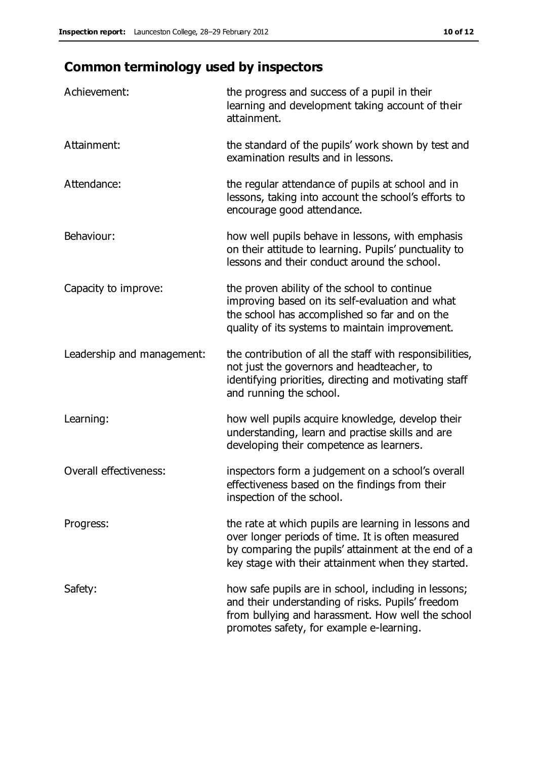## Common terminology used by inspectors

| | |
|---|---|
| Achievement: | the progress and success of a pupil in their learning and development taking account of their attainment. |
| Attainment: | the standard of the pupils' work shown by test and examination results and in lessons. |
| Attendance: | the regular attendance of pupils at school and in lessons, taking into account the school's efforts to encourage good attendance. |
| Behaviour: | how well pupils behave in lessons, with emphasis on their attitude to learning. Pupils' punctuality to lessons and their conduct around the school. |
| Capacity to improve: | the proven ability of the school to continue improving based on its self-evaluation and what the school has accomplished so far and on the quality of its systems to maintain improvement. |
| Leadership and management: | the contribution of all the staff with responsibilities, not just the governors and headteacher, to identifying priorities, directing and motivating staff and running the school. |
| Learning: | how well pupils acquire knowledge, develop their understanding, learn and practise skills and are developing their competence as learners. |
| Overall effectiveness: | inspectors form a judgement on a school's overall effectiveness based on the findings from their inspection of the school. |
| Progress: | the rate at which pupils are learning in lessons and over longer periods of time. It is often measured by comparing the pupils' attainment at the end of a key stage with their attainment when they started. |
| Safety: | how safe pupils are in school, including in lessons; and their understanding of risks. Pupils' freedom from bullying and harassment. How well the school promotes safety, for example e-learning. |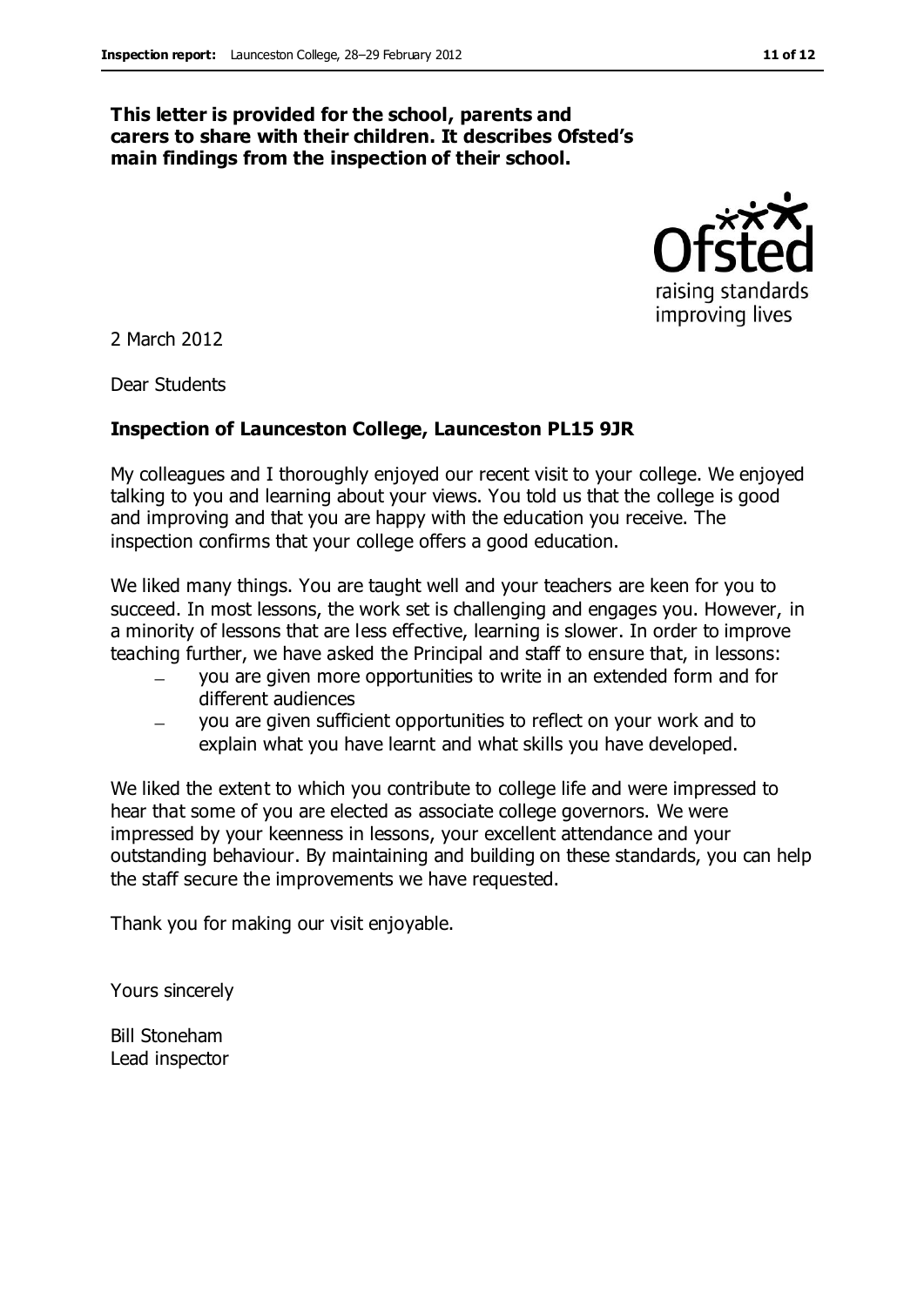**This letter is provided for the school, parents and carers to share with their children. It describes Ofsted's main findings from the inspection of their school.**

2 March 2012

Dear Students

**Inspection of Launceston College, Launceston PL15 9JR**

My colleagues and I thoroughly enjoyed our recent visit to your college. We enjoyed talking to you and learning about your views. You told us that the college is good and improving and that you are happy with the education you receive. The inspection confirms that your college offers a good education.

We liked many things. You are taught well and your teachers are keen for you to succeed. In most lessons, the work set is challenging and engages you. However, in a minority of lessons that are less effective, learning is slower. In order to improve teaching further, we have asked the Principal and staff to ensure that, in lessons:

- you are given more opportunities to write in an extended form and for different audiences
- you are given sufficient opportunities to reflect on your work and to explain what you have learnt and what skills you have developed.

We liked the extent to which you contribute to college life and were impressed to hear that some of you are elected as associate college governors. We were impressed by your keenness in lessons, your excellent attendance and your outstanding behaviour. By maintaining and building on these standards, you can help the staff secure the improvements we have requested.

Thank you for making our visit enjoyable.

Yours sincerely

Bill Stoneham
Lead inspector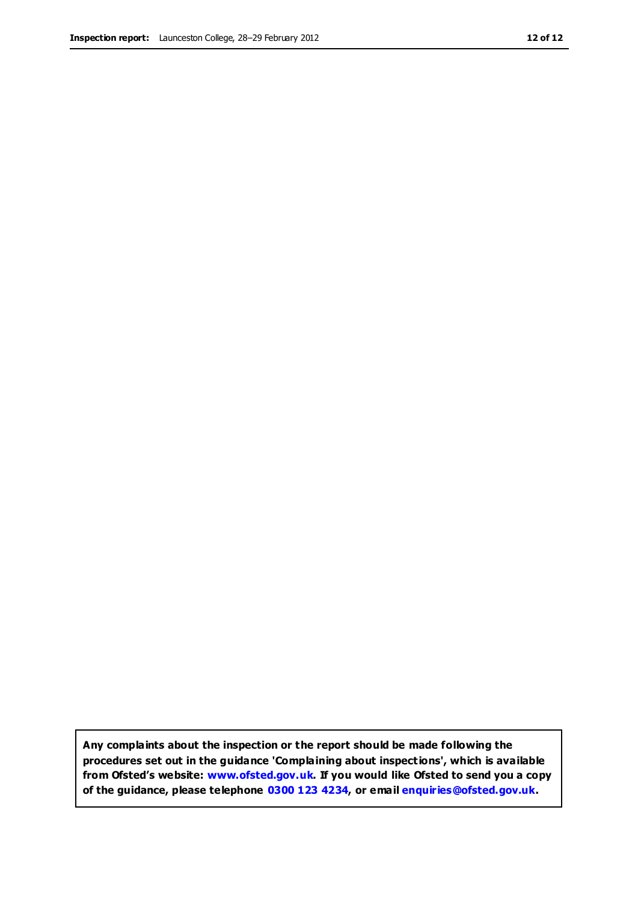**Any complaints about the inspection or the report should be made following the procedures set out in the guidance 'Complaining about inspections', which is available from Ofsted's website: www.ofsted.gov.uk. If you would like Ofsted to send you a copy of the guidance, please telephone 0300 123 4234, or email enquiries@ofsted.gov.uk.**